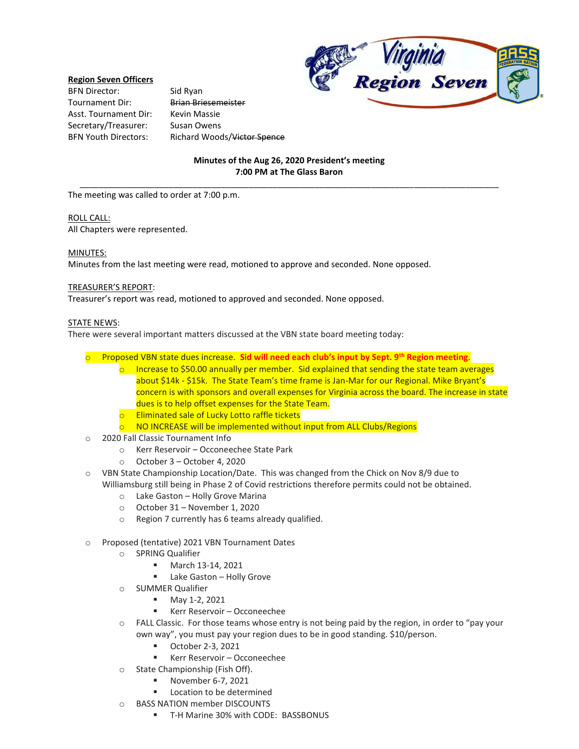**Region Seven Officers**

| | |
|---|---|
| BFN Director: | Sid Ryan |
| Tournament Dir: | ~~Brian Briesemeister~~ |
| Asst. Tournament Dir: | Kevin Massie |
| Secretary/Treasurer: | Susan Owens |
| BFN Youth Directors: | Richard Woods/~~Victor Spence~~ |

**Minutes of the Aug 26, 2020 President's meeting**
**7:00 PM at The Glass Baron**

---

The meeting was called to order at 7:00 p.m.

ROLL CALL:
All Chapters were represented.

MINUTES:
Minutes from the last meeting were read, motioned to approve and seconded. None opposed.

TREASURER'S REPORT:
Treasurer's report was read, motioned to approved and seconded. None opposed.

STATE NEWS:
There were several important matters discussed at the VBN state board meeting today:

- Proposed VBN state dues increase. **Sid will need each club's input by Sept. 9th Region meeting.**
  - Increase to $50.00 annually per member. Sid explained that sending the state team averages about $14k - $15k. The State Team's time frame is Jan-Mar for our Regional. Mike Bryant's concern is with sponsors and overall expenses for Virginia across the board. The increase in state dues is to help offset expenses for the State Team.
  - Eliminated sale of Lucky Lotto raffle tickets
  - NO INCREASE will be implemented without input from ALL Clubs/Regions
- 2020 Fall Classic Tournament Info
  - Kerr Reservoir – Occoneechee State Park
  - October 3 – October 4, 2020
- VBN State Championship Location/Date. This was changed from the Chick on Nov 8/9 due to Williamsburg still being in Phase 2 of Covid restrictions therefore permits could not be obtained.
  - Lake Gaston – Holly Grove Marina
  - October 31 – November 1, 2020
  - Region 7 currently has 6 teams already qualified.
- Proposed (tentative) 2021 VBN Tournament Dates
  - SPRING Qualifier
    - March 13-14, 2021
    - Lake Gaston – Holly Grove
  - SUMMER Qualifier
    - May 1-2, 2021
    - Kerr Reservoir – Occoneechee
  - FALL Classic. For those teams whose entry is not being paid by the region, in order to "pay your own way", you must pay your region dues to be in good standing. $10/person.
    - October 2-3, 2021
    - Kerr Reservoir – Occoneechee
  - State Championship (Fish Off).
    - November 6-7, 2021
    - Location to be determined
  - BASS NATION member DISCOUNTS
    - T-H Marine 30% with CODE: BASSBONUS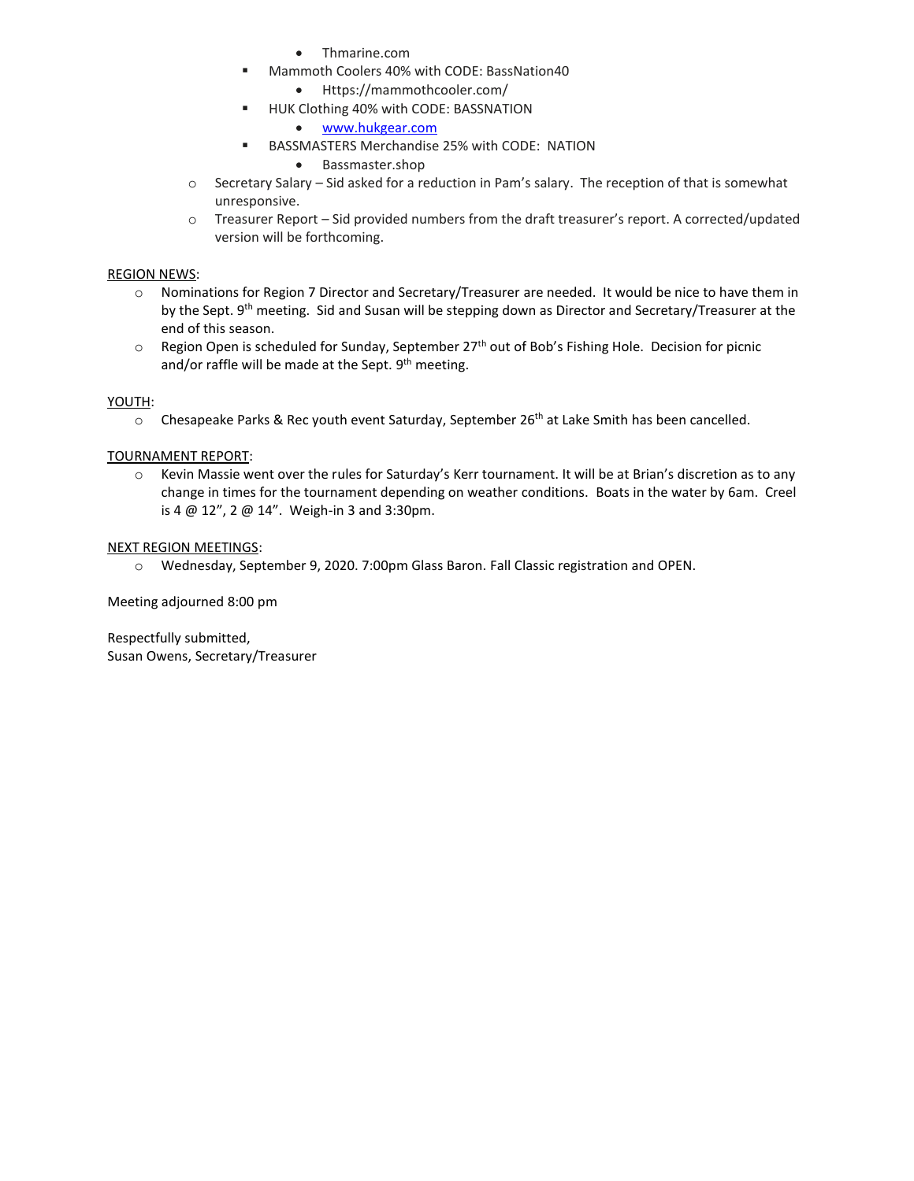- Thmarine.com
        - Mammoth Coolers 40% with CODE: BassNation40
            - Https://mammothcooler.com/
        - HUK Clothing 40% with CODE: BASSNATION
            - www.hukgear.com
        - BASSMASTERS Merchandise 25% with CODE: NATION
            - Bassmaster.shop
    - Secretary Salary – Sid asked for a reduction in Pam's salary. The reception of that is somewhat unresponsive.
    - Treasurer Report – Sid provided numbers from the draft treasurer's report. A corrected/updated version will be forthcoming.

<u>REGION NEWS</u>:

- Nominations for Region 7 Director and Secretary/Treasurer are needed. It would be nice to have them in by the Sept. 9th meeting. Sid and Susan will be stepping down as Director and Secretary/Treasurer at the end of this season.
- Region Open is scheduled for Sunday, September 27th out of Bob's Fishing Hole. Decision for picnic and/or raffle will be made at the Sept. 9th meeting.

<u>YOUTH</u>:

- Chesapeake Parks & Rec youth event Saturday, September 26th at Lake Smith has been cancelled.

<u>TOURNAMENT REPORT</u>:

- Kevin Massie went over the rules for Saturday's Kerr tournament. It will be at Brian's discretion as to any change in times for the tournament depending on weather conditions. Boats in the water by 6am. Creel is 4 @ 12", 2 @ 14". Weigh-in 3 and 3:30pm.

<u>NEXT REGION MEETINGS</u>:

- Wednesday, September 9, 2020. 7:00pm Glass Baron. Fall Classic registration and OPEN.

Meeting adjourned 8:00 pm

Respectfully submitted,
Susan Owens, Secretary/Treasurer